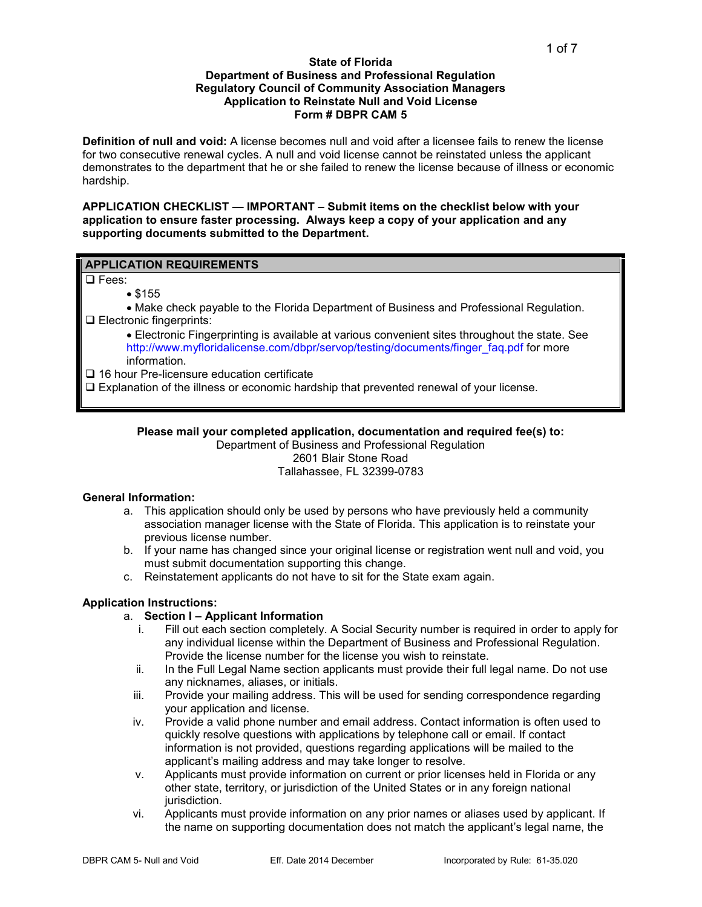**State of Florida**
**Department of Business and Professional Regulation**
**Regulatory Council of Community Association Managers**
**Application to Reinstate Null and Void License**
**Form # DBPR CAM 5**

**Definition of null and void:** A license becomes null and void after a licensee fails to renew the license for two consecutive renewal cycles. A null and void license cannot be reinstated unless the applicant demonstrates to the department that he or she failed to renew the license because of illness or economic hardship.

**APPLICATION CHECKLIST — IMPORTANT – Submit items on the checklist below with your application to ensure faster processing. Always keep a copy of your application and any supporting documents submitted to the Department.**

**APPLICATION REQUIREMENTS**

- ❑ Fees:
  - $155
  - Make check payable to the Florida Department of Business and Professional Regulation.
- ❑ Electronic fingerprints:
  - Electronic Fingerprinting is available at various convenient sites throughout the state. See http://www.myfloridalicense.com/dbpr/servop/testing/documents/finger_faq.pdf for more information.
- ❑ 16 hour Pre-licensure education certificate
- ❑ Explanation of the illness or economic hardship that prevented renewal of your license.

**Please mail your completed application, documentation and required fee(s) to:**
Department of Business and Professional Regulation
2601 Blair Stone Road
Tallahassee, FL 32399-0783

**General Information:**

a. This application should only be used by persons who have previously held a community association manager license with the State of Florida. This application is to reinstate your previous license number.
b. If your name has changed since your original license or registration went null and void, you must submit documentation supporting this change.
c. Reinstatement applicants do not have to sit for the State exam again.

**Application Instructions:**

a. **Section I – Applicant Information**
   i. Fill out each section completely. A Social Security number is required in order to apply for any individual license within the Department of Business and Professional Regulation. Provide the license number for the license you wish to reinstate.
   ii. In the Full Legal Name section applicants must provide their full legal name. Do not use any nicknames, aliases, or initials.
   iii. Provide your mailing address. This will be used for sending correspondence regarding your application and license.
   iv. Provide a valid phone number and email address. Contact information is often used to quickly resolve questions with applications by telephone call or email. If contact information is not provided, questions regarding applications will be mailed to the applicant's mailing address and may take longer to resolve.
   v. Applicants must provide information on current or prior licenses held in Florida or any other state, territory, or jurisdiction of the United States or in any foreign national jurisdiction.
   vi. Applicants must provide information on any prior names or aliases used by applicant. If the name on supporting documentation does not match the applicant's legal name, the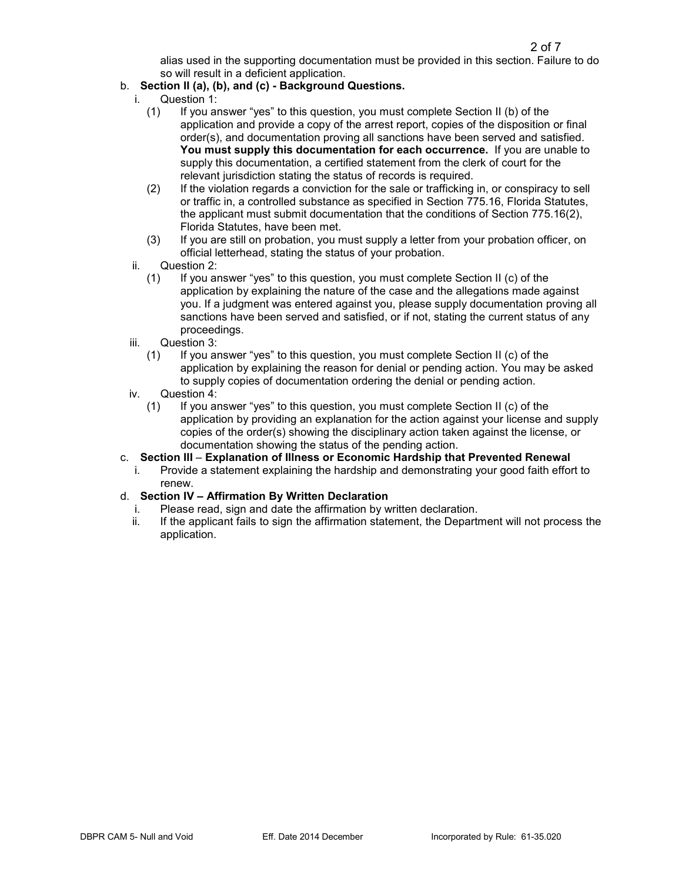alias used in the supporting documentation must be provided in this section. Failure to do so will result in a deficient application.

b. **Section II (a), (b), and (c) - Background Questions.**
   i. Question 1:
      (1) If you answer “yes” to this question, you must complete Section II (b) of the application and provide a copy of the arrest report, copies of the disposition or final order(s), and documentation proving all sanctions have been served and satisfied. **You must supply this documentation for each occurrence.** If you are unable to supply this documentation, a certified statement from the clerk of court for the relevant jurisdiction stating the status of records is required.
      (2) If the violation regards a conviction for the sale or trafficking in, or conspiracy to sell or traffic in, a controlled substance as specified in Section 775.16, Florida Statutes, the applicant must submit documentation that the conditions of Section 775.16(2), Florida Statutes, have been met.
      (3) If you are still on probation, you must supply a letter from your probation officer, on official letterhead, stating the status of your probation.
   ii. Question 2:
      (1) If you answer “yes” to this question, you must complete Section II (c) of the application by explaining the nature of the case and the allegations made against you. If a judgment was entered against you, please supply documentation proving all sanctions have been served and satisfied, or if not, stating the current status of any proceedings.
   iii. Question 3:
      (1) If you answer “yes” to this question, you must complete Section II (c) of the application by explaining the reason for denial or pending action. You may be asked to supply copies of documentation ordering the denial or pending action.
   iv. Question 4:
      (1) If you answer “yes” to this question, you must complete Section II (c) of the application by providing an explanation for the action against your license and supply copies of the order(s) showing the disciplinary action taken against the license, or documentation showing the status of the pending action.

c. **Section III** – **Explanation of Illness or Economic Hardship that Prevented Renewal**
   i. Provide a statement explaining the hardship and demonstrating your good faith effort to renew.

d. **Section IV – Affirmation By Written Declaration**
   i. Please read, sign and date the affirmation by written declaration.
   ii. If the applicant fails to sign the affirmation statement, the Department will not process the application.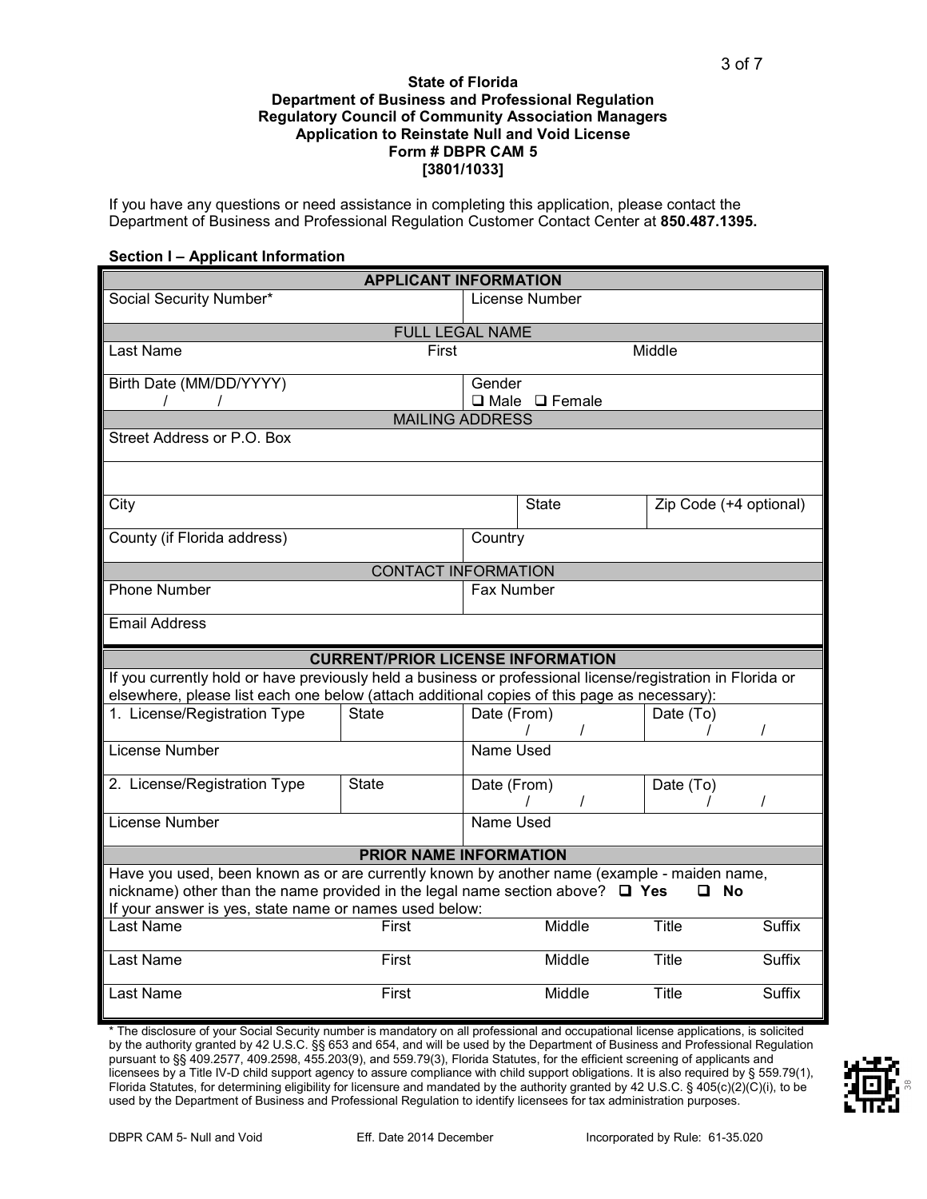**State of Florida**
**Department of Business and Professional Regulation**
**Regulatory Council of Community Association Managers**
**Application to Reinstate Null and Void License**
**Form # DBPR CAM 5**
**[3801/1033]**

If you have any questions or need assistance in completing this application, please contact the Department of Business and Professional Regulation Customer Contact Center at **850.487.1395.**

**Section I – Applicant Information**

| APPLICANT INFORMATION | | | | |
|---|---|---|---|---|
| Social Security Number* | | License Number | | |
| FULL LEGAL NAME | | | | |
| Last Name | First | | Middle | |
| Birth Date (MM/DD/YYYY) / / | | Gender ❑ Male ❑ Female | | |
| MAILING ADDRESS | | | | |
| Street Address or P.O. Box | | | | |
| | | | | |
| City | | | State | Zip Code (+4 optional) |
| County (if Florida address) | | Country | | |
| CONTACT INFORMATION | | | | |
| Phone Number | | Fax Number | | |
| Email Address | | | | |

| CURRENT/PRIOR LICENSE INFORMATION | | | |
|---|---|---|---|
| If you currently hold or have previously held a business or professional license/registration in Florida or elsewhere, please list each one below (attach additional copies of this page as necessary): | | | |
| 1. License/Registration Type | State | Date (From) / / | Date (To) / / |
| License Number | | Name Used | |
| 2. License/Registration Type | State | Date (From) / / | Date (To) / / |
| License Number | | Name Used | |

| PRIOR NAME INFORMATION | | | | |
|---|---|---|---|---|
| Have you used, been known as or are currently known by another name (example - maiden name, nickname) other than the name provided in the legal name section above? ❑ **Yes** ❑ **No** If your answer is yes, state name or names used below: | | | | |
| Last Name | First | Middle | Title | Suffix |
| Last Name | First | Middle | Title | Suffix |
| Last Name | First | Middle | Title | Suffix |

* The disclosure of your Social Security number is mandatory on all professional and occupational license applications, is solicited by the authority granted by 42 U.S.C. §§ 653 and 654, and will be used by the Department of Business and Professional Regulation pursuant to §§ 409.2577, 409.2598, 455.203(9), and 559.79(3), Florida Statutes, for the efficient screening of applicants and licensees by a Title IV-D child support agency to assure compliance with child support obligations. It is also required by § 559.79(1), Florida Statutes, for determining eligibility for licensure and mandated by the authority granted by 42 U.S.C. § 405(c)(2)(C)(i), to be used by the Department of Business and Professional Regulation to identify licensees for tax administration purposes.

DBPR CAM 5- Null and Void Eff. Date 2014 December Incorporated by Rule: 61-35.020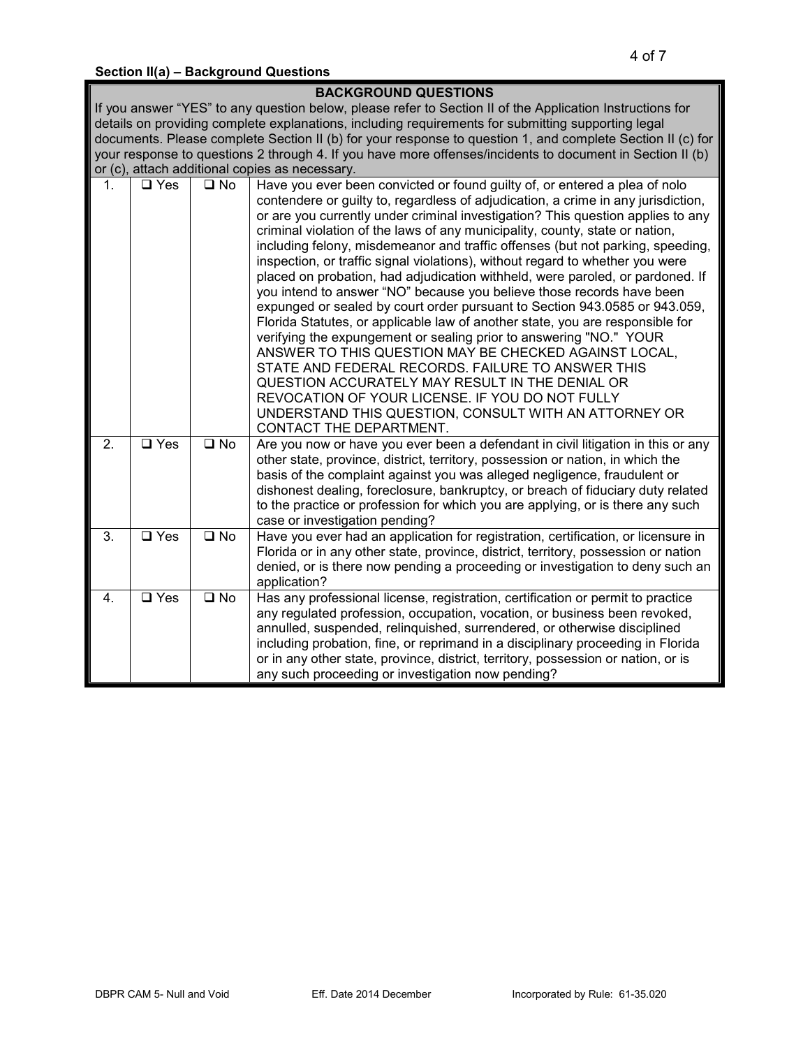**Section II(a) – Background Questions**

| BACKGROUND QUESTIONS | | | |
|---|---|---|---|
| If you answer "YES" to any question below, please refer to Section II of the Application Instructions for details on providing complete explanations, including requirements for submitting supporting legal documents. Please complete Section II (b) for your response to question 1, and complete Section II (c) for your response to questions 2 through 4. If you have more offenses/incidents to document in Section II (b) or (c), attach additional copies as necessary. | | | |
| 1. | ❑ Yes | ❑ No | Have you ever been convicted or found guilty of, or entered a plea of nolo contendere or guilty to, regardless of adjudication, a crime in any jurisdiction, or are you currently under criminal investigation? This question applies to any criminal violation of the laws of any municipality, county, state or nation, including felony, misdemeanor and traffic offenses (but not parking, speeding, inspection, or traffic signal violations), without regard to whether you were placed on probation, had adjudication withheld, were paroled, or pardoned. If you intend to answer "NO" because you believe those records have been expunged or sealed by court order pursuant to Section 943.0585 or 943.059, Florida Statutes, or applicable law of another state, you are responsible for verifying the expungement or sealing prior to answering "NO." YOUR ANSWER TO THIS QUESTION MAY BE CHECKED AGAINST LOCAL, STATE AND FEDERAL RECORDS. FAILURE TO ANSWER THIS QUESTION ACCURATELY MAY RESULT IN THE DENIAL OR REVOCATION OF YOUR LICENSE. IF YOU DO NOT FULLY UNDERSTAND THIS QUESTION, CONSULT WITH AN ATTORNEY OR CONTACT THE DEPARTMENT. |
| 2. | ❑ Yes | ❑ No | Are you now or have you ever been a defendant in civil litigation in this or any other state, province, district, territory, possession or nation, in which the basis of the complaint against you was alleged negligence, fraudulent or dishonest dealing, foreclosure, bankruptcy, or breach of fiduciary duty related to the practice or profession for which you are applying, or is there any such case or investigation pending? |
| 3. | ❑ Yes | ❑ No | Have you ever had an application for registration, certification, or licensure in Florida or in any other state, province, district, territory, possession or nation denied, or is there now pending a proceeding or investigation to deny such an application? |
| 4. | ❑ Yes | ❑ No | Has any professional license, registration, certification or permit to practice any regulated profession, occupation, vocation, or business been revoked, annulled, suspended, relinquished, surrendered, or otherwise disciplined including probation, fine, or reprimand in a disciplinary proceeding in Florida or in any other state, province, district, territory, possession or nation, or is any such proceeding or investigation now pending? |

DBPR CAM 5- Null and Void    Eff. Date 2014 December    Incorporated by Rule: 61-35.020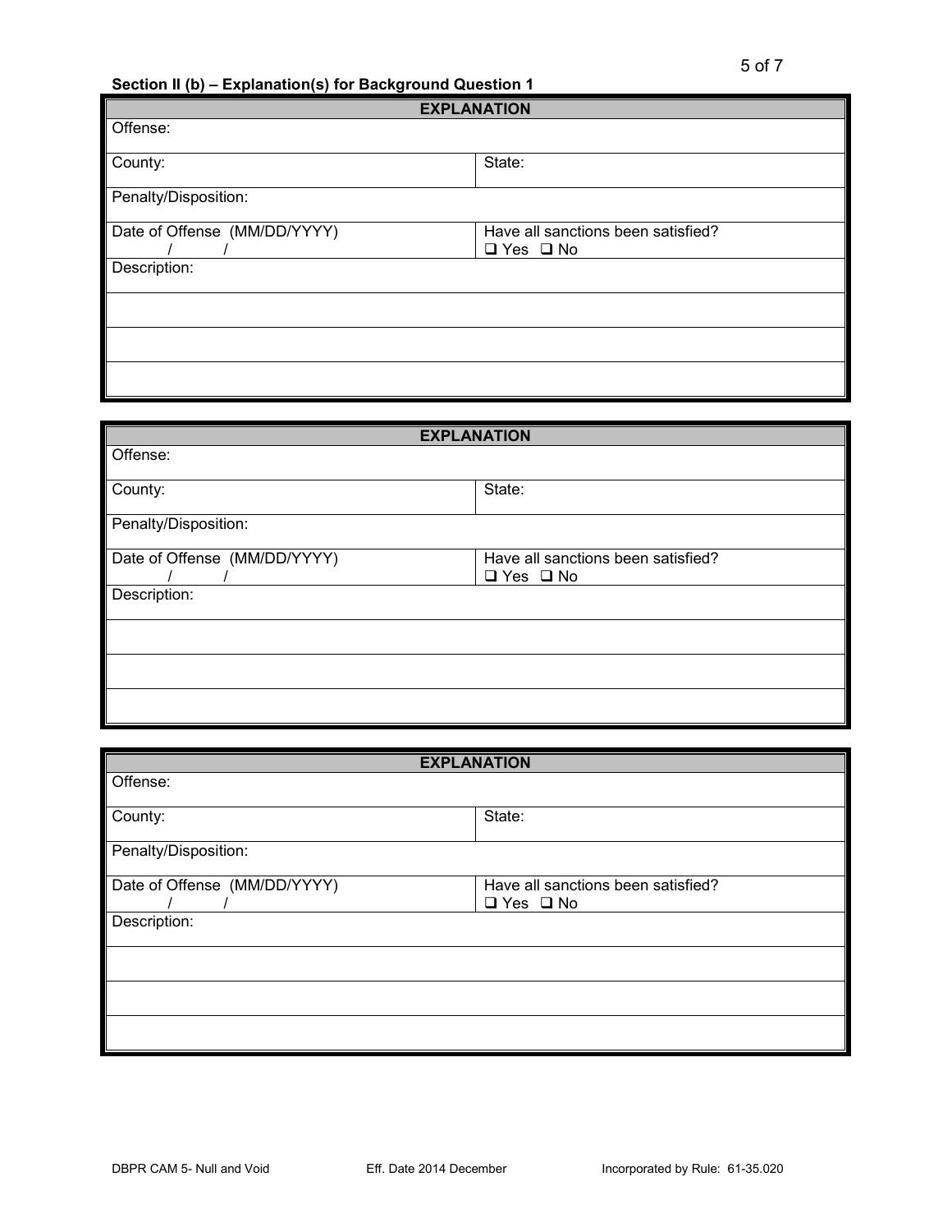**Section II (b) – Explanation(s) for Background Question 1**

| EXPLANATION | |
|---|---|
| Offense: | |
| County: | State: |
| Penalty/Disposition: | |
| Date of Offense (MM/DD/YYYY)<br>/ / | Have all sanctions been satisfied?<br>❑ Yes ❑ No |
| Description: | |
| | |
| | |
| | |

| EXPLANATION | |
|---|---|
| Offense: | |
| County: | State: |
| Penalty/Disposition: | |
| Date of Offense (MM/DD/YYYY)<br>/ / | Have all sanctions been satisfied?<br>❑ Yes ❑ No |
| Description: | |
| | |
| | |
| | |

| EXPLANATION | |
|---|---|
| Offense: | |
| County: | State: |
| Penalty/Disposition: | |
| Date of Offense (MM/DD/YYYY)<br>/ / | Have all sanctions been satisfied?<br>❑ Yes ❑ No |
| Description: | |
| | |
| | |
| | |

DBPR CAM 5- Null and Void Eff. Date 2014 December Incorporated by Rule: 61-35.020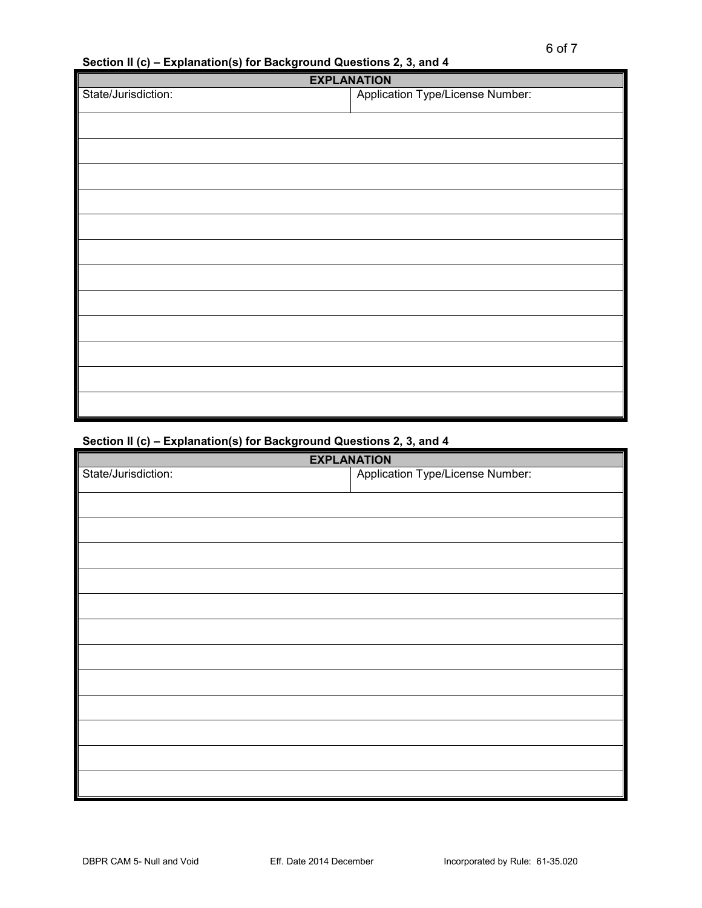**Section II (c) – Explanation(s) for Background Questions 2, 3, and 4**

| EXPLANATION | |
|---|---|
| State/Jurisdiction: | Application Type/License Number: |
| | |
| | |
| | |
| | |
| | |
| | |
| | |
| | |
| | |
| | |
| | |
| | |

**Section II (c) – Explanation(s) for Background Questions 2, 3, and 4**

| EXPLANATION | |
|---|---|
| State/Jurisdiction: | Application Type/License Number: |
| | |
| | |
| | |
| | |
| | |
| | |
| | |
| | |
| | |
| | |
| | |
| | |

DBPR CAM 5- Null and Void Eff. Date 2014 December Incorporated by Rule: 61-35.020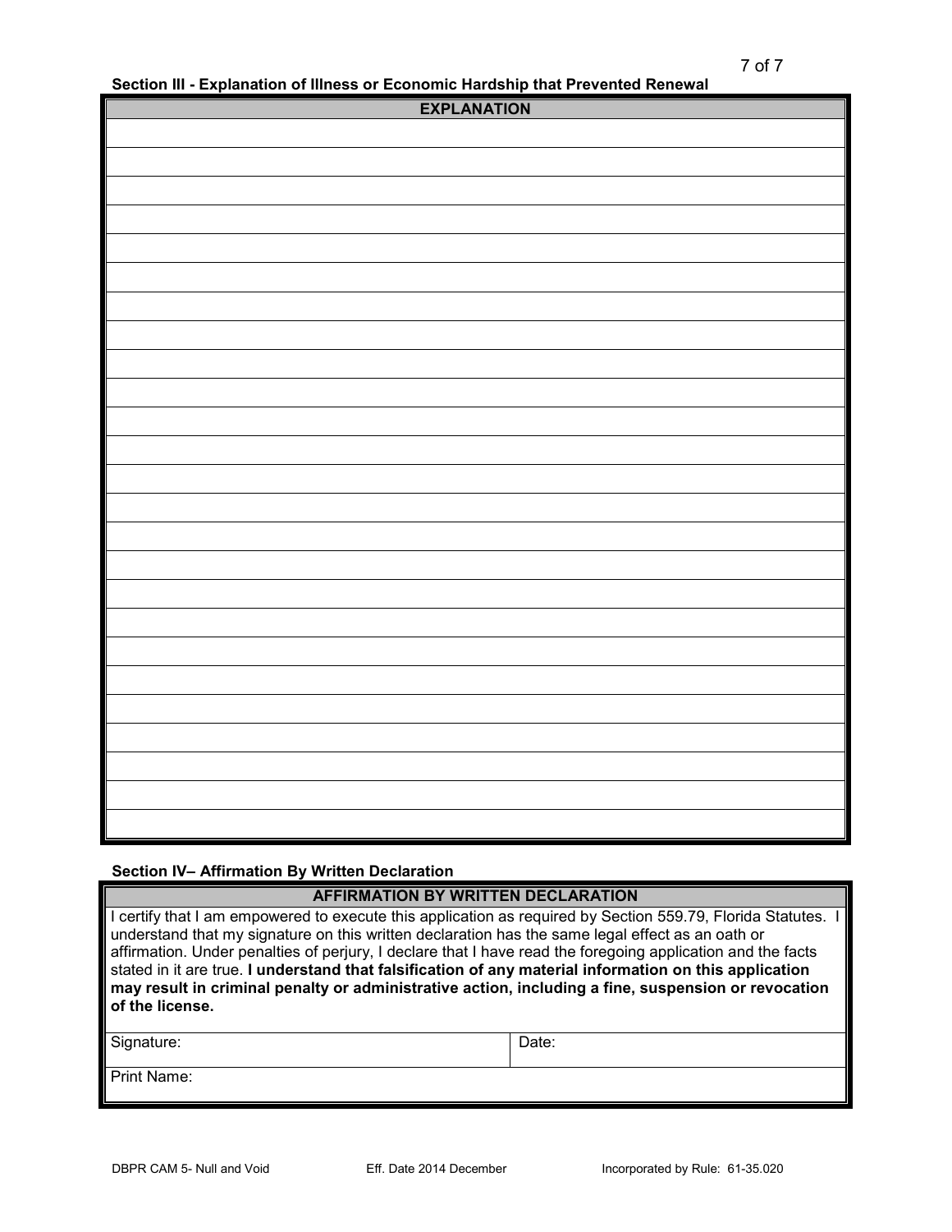### Section III - Explanation of Illness or Economic Hardship that Prevented Renewal

| EXPLANATION |
| --- |
| |
| |
| |
| |
| |
| |
| |
| |
| |
| |
| |
| |
| |
| |
| |
| |
| |
| |
| |
| |
| |
| |
| |
| |
| |

### Section IV– Affirmation By Written Declaration

| AFFIRMATION BY WRITTEN DECLARATION | |
| --- | --- |
| I certify that I am empowered to execute this application as required by Section 559.79, Florida Statutes. I understand that my signature on this written declaration has the same legal effect as an oath or affirmation. Under penalties of perjury, I declare that I have read the foregoing application and the facts stated in it are true. **I understand that falsification of any material information on this application may result in criminal penalty or administrative action, including a fine, suspension or revocation of the license.** | |
| Signature: | Date: |
| Print Name: | |

DBPR CAM 5- Null and Void Eff. Date 2014 December Incorporated by Rule: 61-35.020